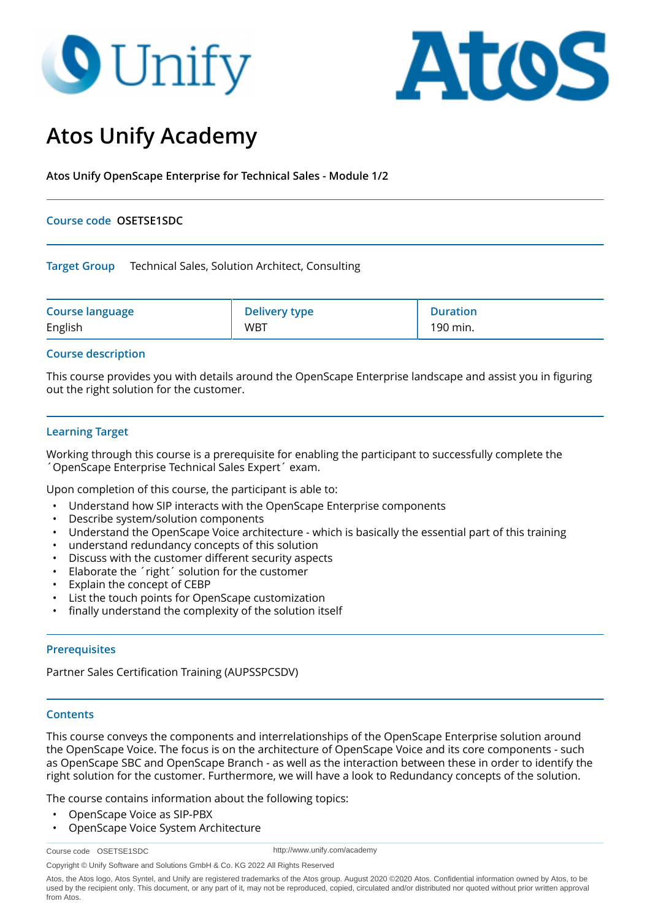# Atos Unify Academy

**Atos Unify OpenScape Enterprise for Technical Sales - Module 1/2**

**Course code** **OSETSE1SDC**

**Target Group** Technical Sales, Solution Architect, Consulting

| Course language | Delivery type | Duration |
|---|---|---|
| English | WBT | 190 min. |

## Course description

This course provides you with details around the OpenScape Enterprise landscape and assist you in figuring out the right solution for the customer.

## Learning Target

Working through this course is a prerequisite for enabling the participant to successfully complete the ´OpenScape Enterprise Technical Sales Expert´ exam.

Upon completion of this course, the participant is able to:

- Understand how SIP interacts with the OpenScape Enterprise components
- Describe system/solution components
- Understand the OpenScape Voice architecture - which is basically the essential part of this training
- understand redundancy concepts of this solution
- Discuss with the customer different security aspects
- Elaborate the ´right´ solution for the customer
- Explain the concept of CEBP
- List the touch points for OpenScape customization
- finally understand the complexity of the solution itself

## Prerequisites

Partner Sales Certification Training (AUPSSPCSDV)

## Contents

This course conveys the components and interrelationships of the OpenScape Enterprise solution around the OpenScape Voice. The focus is on the architecture of OpenScape Voice and its core components - such as OpenScape SBC and OpenScape Branch - as well as the interaction between these in order to identify the right solution for the customer. Furthermore, we will have a look to Redundancy concepts of the solution.

The course contains information about the following topics:

- OpenScape Voice as SIP-PBX
- OpenScape Voice System Architecture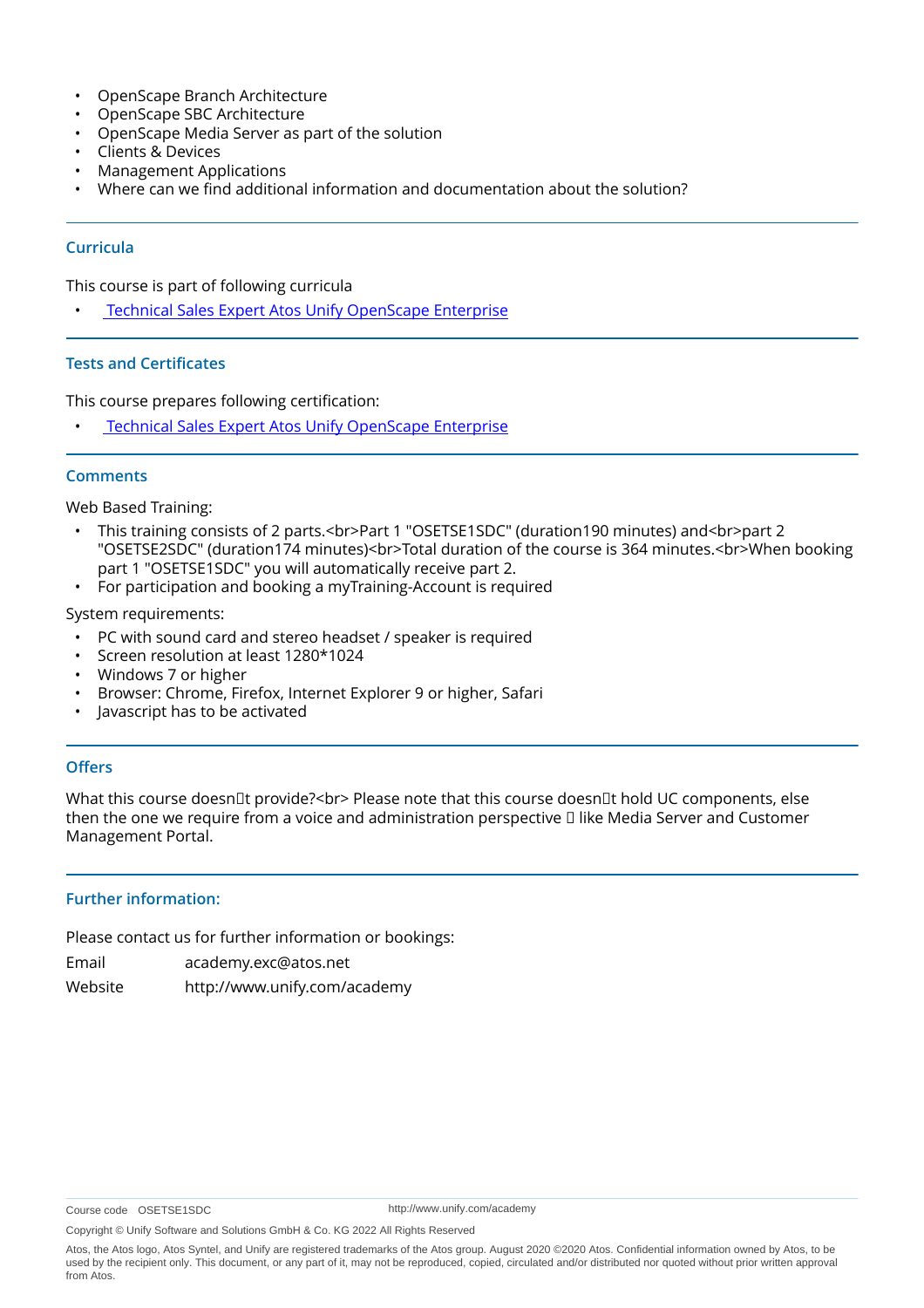- OpenScape Branch Architecture
- OpenScape SBC Architecture
- OpenScape Media Server as part of the solution
- Clients & Devices
- Management Applications
- Where can we find additional information and documentation about the solution?

## Curricula

This course is part of following curricula

- Technical Sales Expert Atos Unify OpenScape Enterprise

## Tests and Certificates

This course prepares following certification:

- Technical Sales Expert Atos Unify OpenScape Enterprise

## Comments

Web Based Training:

- This training consists of 2 parts.<br>Part 1 "OSETSE1SDC" (duration190 minutes) and<br>part 2 "OSETSE2SDC" (duration174 minutes)<br>Total duration of the course is 364 minutes.<br>When booking part 1 "OSETSE1SDC" you will automatically receive part 2.
- For participation and booking a myTraining-Account is required

System requirements:

- PC with sound card and stereo headset / speaker is required
- Screen resolution at least 1280*1024
- Windows 7 or higher
- Browser: Chrome, Firefox, Internet Explorer 9 or higher, Safari
- Javascript has to be activated

## Offers

What this course doesn�t provide?<br> Please note that this course doesn�t hold UC components, else then the one we require from a voice and administration perspective � like Media Server and Customer Management Portal.

## Further information:

Please contact us for further information or bookings:

| | |
|---|---|
| Email | academy.exc@atos.net |
| Website | http://www.unify.com/academy |

Course code OSETSE1SDC

http://www.unify.com/academy

Copyright © Unify Software and Solutions GmbH & Co. KG 2022 All Rights Reserved

Atos, the Atos logo, Atos Syntel, and Unify are registered trademarks of the Atos group. August 2020 ©2020 Atos. Confidential information owned by Atos, to be used by the recipient only. This document, or any part of it, may not be reproduced, copied, circulated and/or distributed nor quoted without prior written approval from Atos.